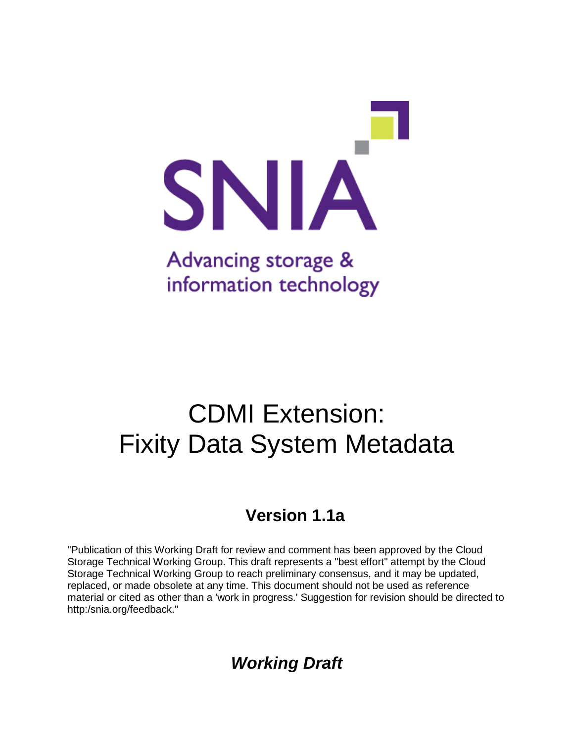SNIA

Advancing storage & information technology

# CDMI Extension: Fixity Data System Metadata

## Version 1.1a

"Publication of this Working Draft for review and comment has been approved by the Cloud Storage Technical Working Group. This draft represents a "best effort" attempt by the Cloud Storage Technical Working Group to reach preliminary consensus, and it may be updated, replaced, or made obsolete at any time. This document should not be used as reference material or cited as other than a 'work in progress.' Suggestion for revision should be directed to http:/snia.org/feedback."

***Working Draft***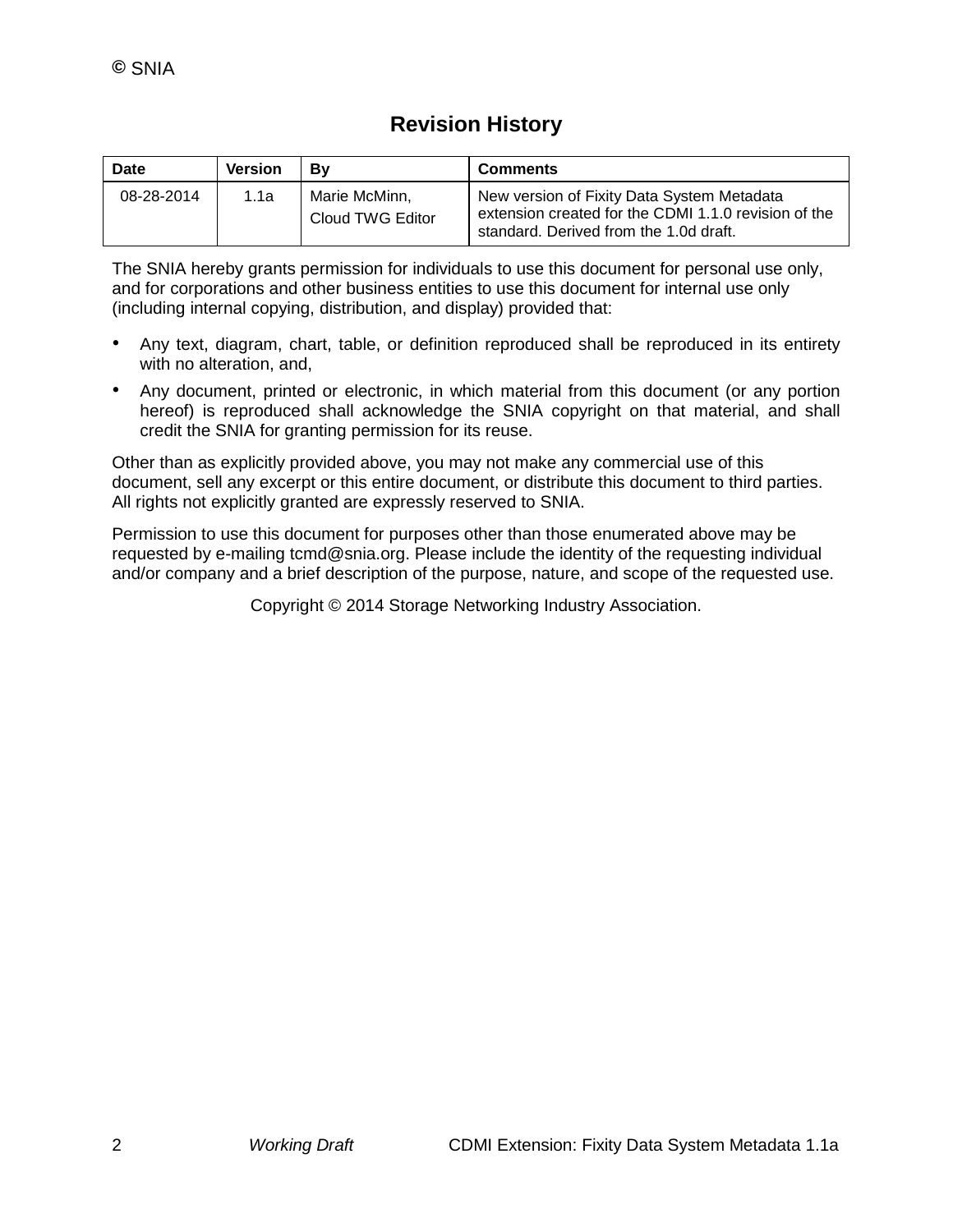# Revision History

| Date | Version | By | Comments |
|---|---|---|---|
| 08-28-2014 | 1.1a | Marie McMinn, Cloud TWG Editor | New version of Fixity Data System Metadata extension created for the CDMI 1.1.0 revision of the standard. Derived from the 1.0d draft. |

The SNIA hereby grants permission for individuals to use this document for personal use only, and for corporations and other business entities to use this document for internal use only (including internal copying, distribution, and display) provided that:

- Any text, diagram, chart, table, or definition reproduced shall be reproduced in its entirety with no alteration, and,
- Any document, printed or electronic, in which material from this document (or any portion hereof) is reproduced shall acknowledge the SNIA copyright on that material, and shall credit the SNIA for granting permission for its reuse.

Other than as explicitly provided above, you may not make any commercial use of this document, sell any excerpt or this entire document, or distribute this document to third parties. All rights not explicitly granted are expressly reserved to SNIA.

Permission to use this document for purposes other than those enumerated above may be requested by e-mailing tcmd@snia.org. Please include the identity of the requesting individual and/or company and a brief description of the purpose, nature, and scope of the requested use.

Copyright © 2014 Storage Networking Industry Association.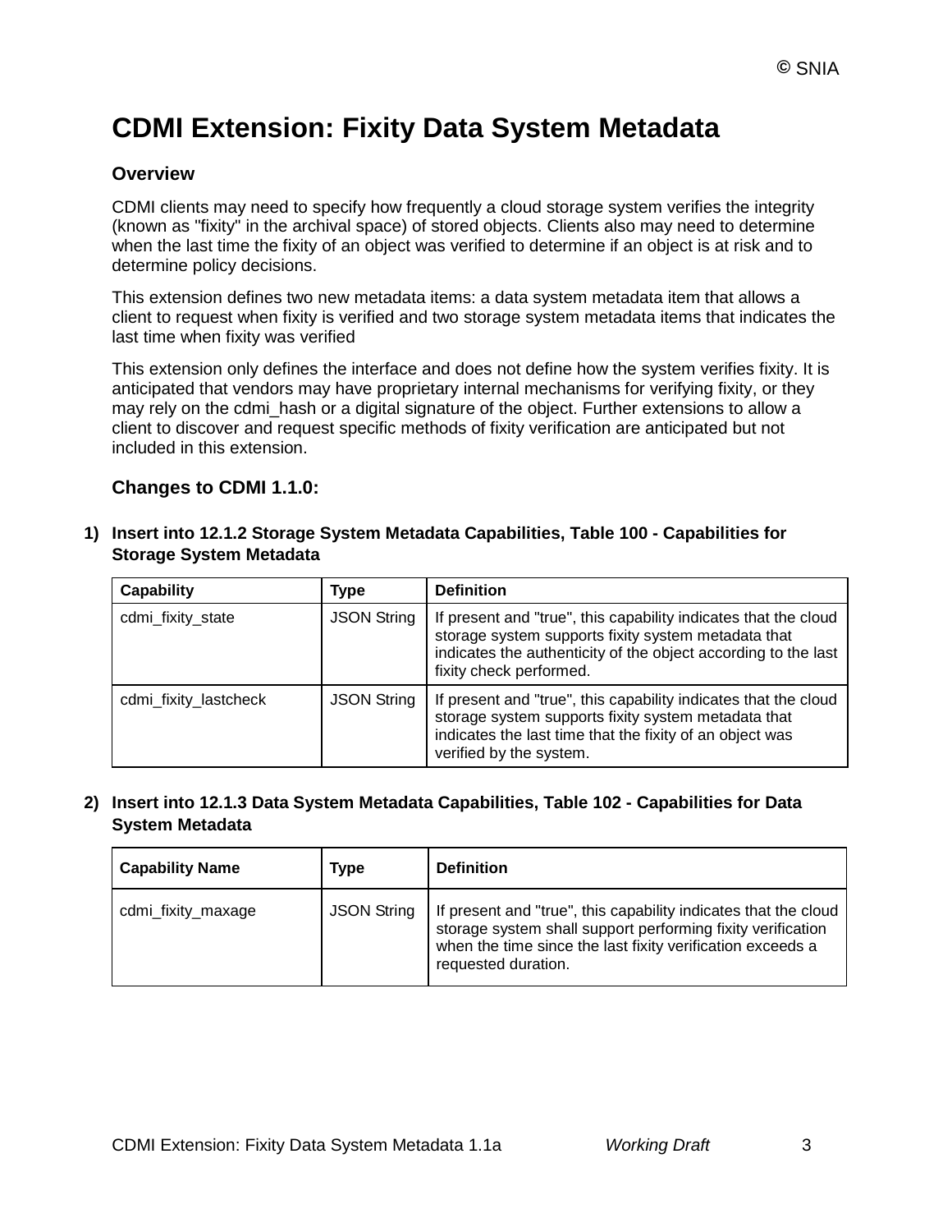# CDMI Extension: Fixity Data System Metadata

### Overview

CDMI clients may need to specify how frequently a cloud storage system verifies the integrity (known as "fixity" in the archival space) of stored objects. Clients also may need to determine when the last time the fixity of an object was verified to determine if an object is at risk and to determine policy decisions.

This extension defines two new metadata items: a data system metadata item that allows a client to request when fixity is verified and two storage system metadata items that indicates the last time when fixity was verified

This extension only defines the interface and does not define how the system verifies fixity. It is anticipated that vendors may have proprietary internal mechanisms for verifying fixity, or they may rely on the cdmi_hash or a digital signature of the object. Further extensions to allow a client to discover and request specific methods of fixity verification are anticipated but not included in this extension.

### Changes to CDMI 1.1.0:

**1) Insert into 12.1.2 Storage System Metadata Capabilities, Table 100 - Capabilities for Storage System Metadata**

| Capability | Type | Definition |
|---|---|---|
| cdmi_fixity_state | JSON String | If present and "true", this capability indicates that the cloud storage system supports fixity system metadata that indicates the authenticity of the object according to the last fixity check performed. |
| cdmi_fixity_lastcheck | JSON String | If present and "true", this capability indicates that the cloud storage system supports fixity system metadata that indicates the last time that the fixity of an object was verified by the system. |

**2) Insert into 12.1.3 Data System Metadata Capabilities, Table 102 - Capabilities for Data System Metadata**

| Capability Name | Type | Definition |
|---|---|---|
| cdmi_fixity_maxage | JSON String | If present and "true", this capability indicates that the cloud storage system shall support performing fixity verification when the time since the last fixity verification exceeds a requested duration. |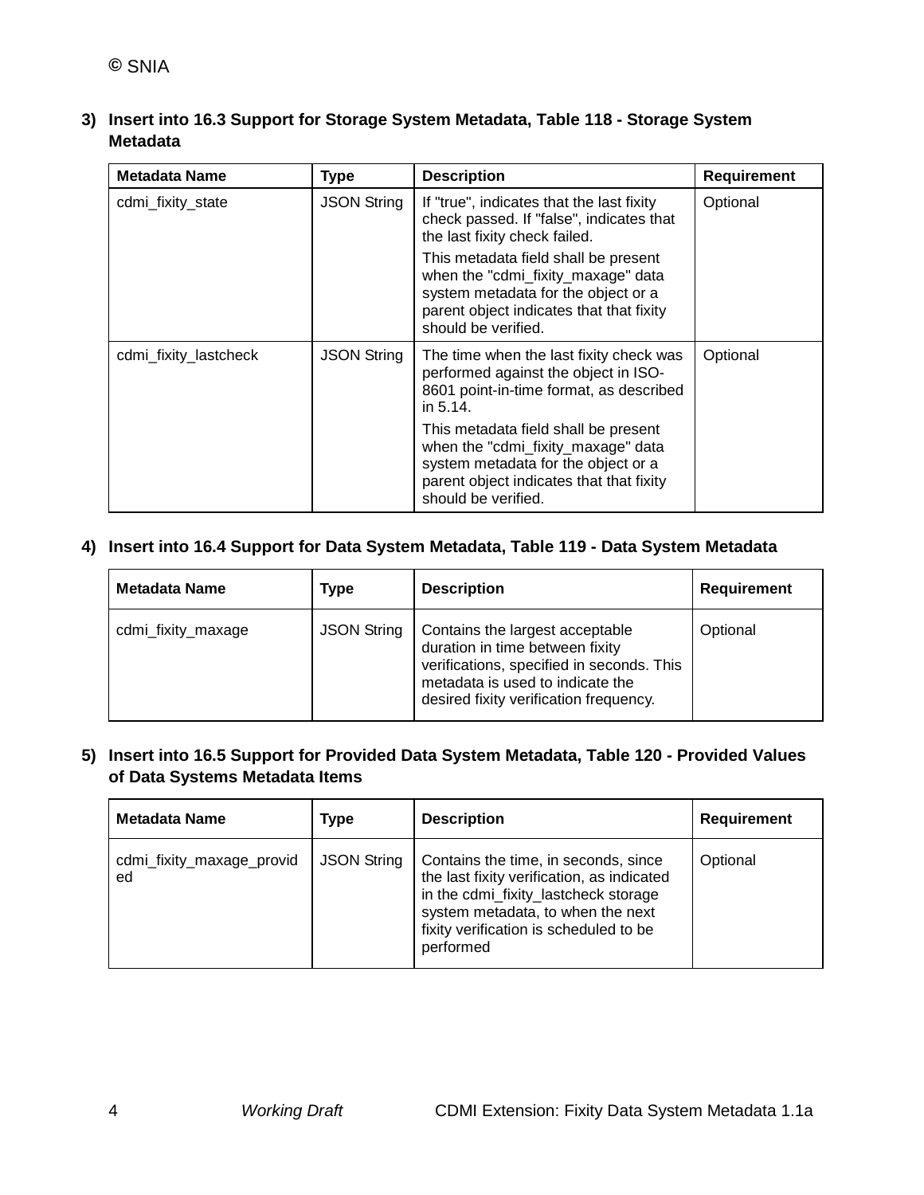3) **Insert into 16.3 Support for Storage System Metadata, Table 118 - Storage System Metadata**

| Metadata Name | Type | Description | Requirement |
|---|---|---|---|
| cdmi_fixity_state | JSON String | If "true", indicates that the last fixity check passed. If "false", indicates that the last fixity check failed.<br><br>This metadata field shall be present when the "cdmi_fixity_maxage" data system metadata for the object or a parent object indicates that that fixity should be verified. | Optional |
| cdmi_fixity_lastcheck | JSON String | The time when the last fixity check was performed against the object in ISO-8601 point-in-time format, as described in 5.14.<br><br>This metadata field shall be present when the "cdmi_fixity_maxage" data system metadata for the object or a parent object indicates that that fixity should be verified. | Optional |

4) **Insert into 16.4 Support for Data System Metadata, Table 119 - Data System Metadata**

| Metadata Name | Type | Description | Requirement |
|---|---|---|---|
| cdmi_fixity_maxage | JSON String | Contains the largest acceptable duration in time between fixity verifications, specified in seconds. This metadata is used to indicate the desired fixity verification frequency. | Optional |

5) **Insert into 16.5 Support for Provided Data System Metadata, Table 120 - Provided Values of Data Systems Metadata Items**

| Metadata Name | Type | Description | Requirement |
|---|---|---|---|
| cdmi_fixity_maxage_provided | JSON String | Contains the time, in seconds, since the last fixity verification, as indicated in the cdmi_fixity_lastcheck storage system metadata, to when the next fixity verification is scheduled to be performed | Optional |